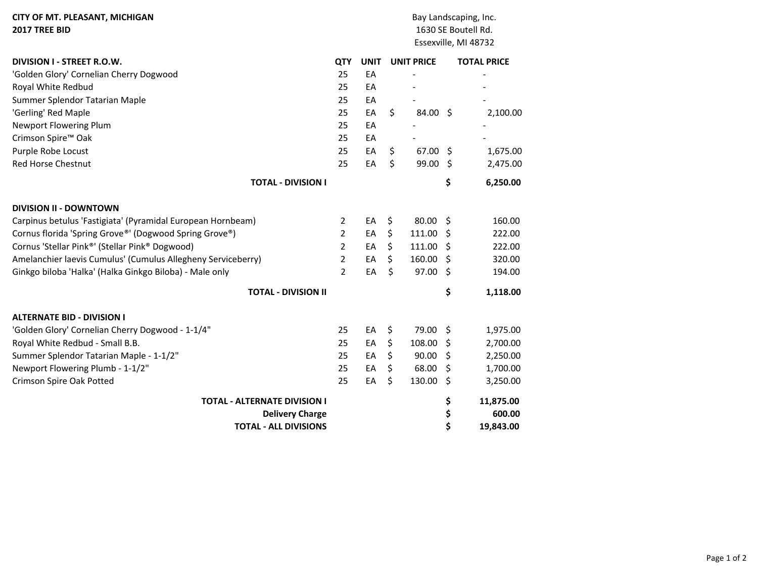**CITY OF MT. PLEASANT, MICHIGAN**
**2017 TREE BID**

Bay Landscaping, Inc.
1630 SE Boutell Rd.
Essexville, MI 48732

| **DIVISION I - STREET R.O.W.** | **QTY** | **UNIT** | **UNIT PRICE** | **TOTAL PRICE** |
|---|---|---|---|---|
| 'Golden Glory' Cornelian Cherry Dogwood | 25 | EA | - | - |
| Royal White Redbud | 25 | EA | - | - |
| Summer Splendor Tatarian Maple | 25 | EA | - | - |
| 'Gerling' Red Maple | 25 | EA | $ 84.00 | $ 2,100.00 |
| Newport Flowering Plum | 25 | EA | - | - |
| Crimson Spire™ Oak | 25 | EA | - | - |
| Purple Robe Locust | 25 | EA | $ 67.00 | $ 1,675.00 |
| Red Horse Chestnut | 25 | EA | $ 99.00 | $ 2,475.00 |
| **TOTAL - DIVISION I** | | | | **$ 6,250.00** |

| **DIVISION II - DOWNTOWN** | **QTY** | **UNIT** | **UNIT PRICE** | **TOTAL PRICE** |
|---|---|---|---|---|
| Carpinus betulus 'Fastigiata' (Pyramidal European Hornbeam) | 2 | EA | $ 80.00 | $ 160.00 |
| Cornus florida 'Spring Grove®' (Dogwood Spring Grove®) | 2 | EA | $ 111.00 | $ 222.00 |
| Cornus 'Stellar Pink®' (Stellar Pink® Dogwood) | 2 | EA | $ 111.00 | $ 222.00 |
| Amelanchier laevis Cumulus' (Cumulus Allegheny Serviceberry) | 2 | EA | $ 160.00 | $ 320.00 |
| Ginkgo biloba 'Halka' (Halka Ginkgo Biloba) - Male only | 2 | EA | $ 97.00 | $ 194.00 |
| **TOTAL - DIVISION II** | | | | **$ 1,118.00** |

| **ALTERNATE BID - DIVISION I** | **QTY** | **UNIT** | **UNIT PRICE** | **TOTAL PRICE** |
|---|---|---|---|---|
| 'Golden Glory' Cornelian Cherry Dogwood - 1-1/4" | 25 | EA | $ 79.00 | $ 1,975.00 |
| Royal White Redbud - Small B.B. | 25 | EA | $ 108.00 | $ 2,700.00 |
| Summer Splendor Tatarian Maple - 1-1/2" | 25 | EA | $ 90.00 | $ 2,250.00 |
| Newport Flowering Plumb - 1-1/2" | 25 | EA | $ 68.00 | $ 1,700.00 |
| Crimson Spire Oak Potted | 25 | EA | $ 130.00 | $ 3,250.00 |
| **TOTAL - ALTERNATE DIVISION I** | | | | **$ 11,875.00** |
| **Delivery Charge** | | | | **$ 600.00** |
| **TOTAL - ALL DIVISIONS** | | | | **$ 19,843.00** |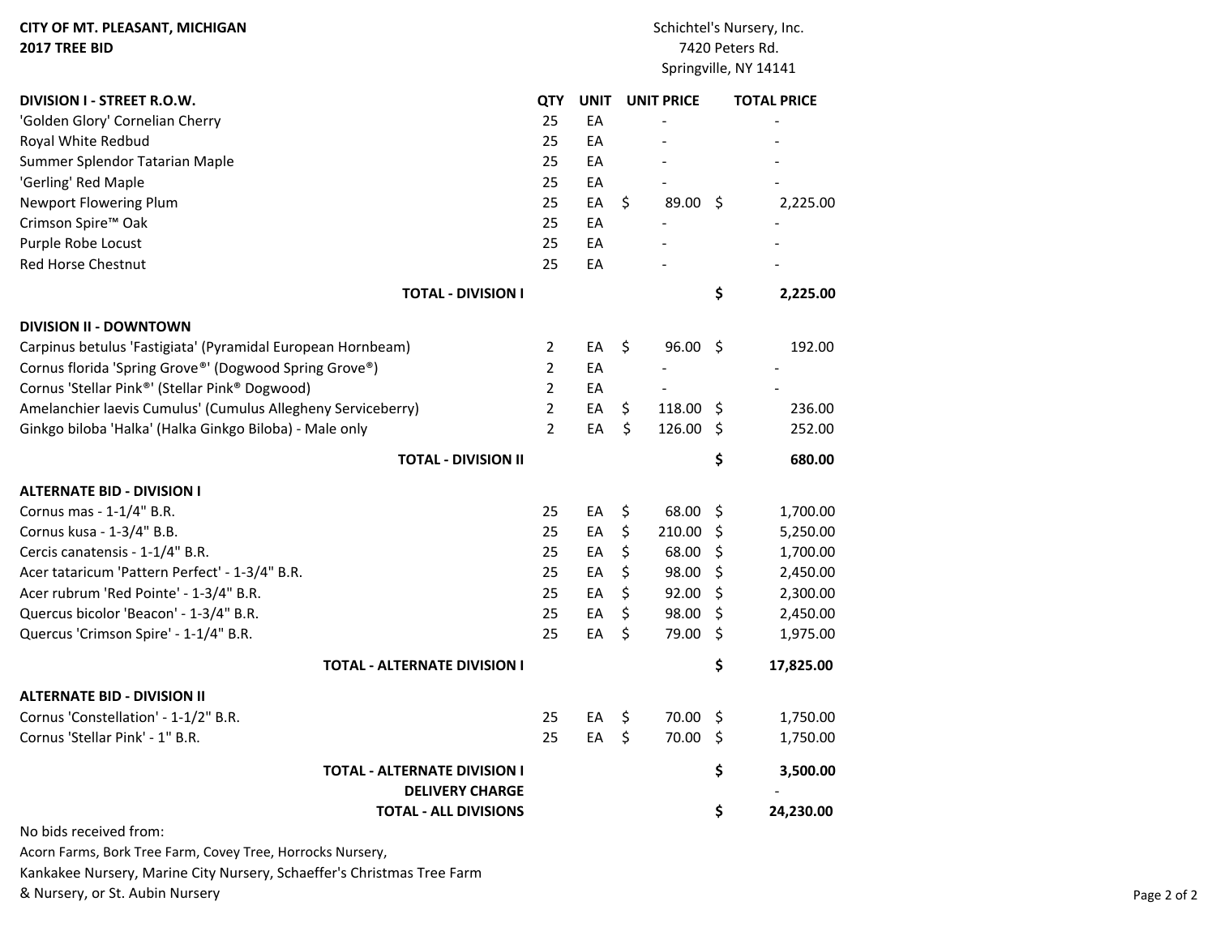**CITY OF MT. PLEASANT, MICHIGAN**
**2017 TREE BID**

Schichtel's Nursery, Inc.
7420 Peters Rd.
Springville, NY 14141

| DIVISION I - STREET R.O.W. | QTY | UNIT | UNIT PRICE | TOTAL PRICE |
|---|---|---|---|---|
| 'Golden Glory' Cornelian Cherry | 25 | EA | - | - |
| Royal White Redbud | 25 | EA | - | - |
| Summer Splendor Tatarian Maple | 25 | EA | - | - |
| 'Gerling' Red Maple | 25 | EA | - | - |
| Newport Flowering Plum | 25 | EA | $ 89.00 | $ 2,225.00 |
| Crimson Spire™ Oak | 25 | EA | - | - |
| Purple Robe Locust | 25 | EA | - | - |
| Red Horse Chestnut | 25 | EA | - | - |
| **TOTAL - DIVISION I** | | | | **$ 2,225.00** |
| **DIVISION II - DOWNTOWN** | | | | |
| Carpinus betulus 'Fastigiata' (Pyramidal European Hornbeam) | 2 | EA | $ 96.00 | $ 192.00 |
| Cornus florida 'Spring Grove®' (Dogwood Spring Grove®) | 2 | EA | - | - |
| Cornus 'Stellar Pink®' (Stellar Pink® Dogwood) | 2 | EA | - | - |
| Amelanchier laevis Cumulus' (Cumulus Allegheny Serviceberry) | 2 | EA | $ 118.00 | $ 236.00 |
| Ginkgo biloba 'Halka' (Halka Ginkgo Biloba) - Male only | 2 | EA | $ 126.00 | $ 252.00 |
| **TOTAL - DIVISION II** | | | | **$ 680.00** |
| **ALTERNATE BID - DIVISION I** | | | | |
| Cornus mas - 1-1/4" B.R. | 25 | EA | $ 68.00 | $ 1,700.00 |
| Cornus kusa - 1-3/4" B.B. | 25 | EA | $ 210.00 | $ 5,250.00 |
| Cercis canatensis - 1-1/4" B.R. | 25 | EA | $ 68.00 | $ 1,700.00 |
| Acer tataricum 'Pattern Perfect' - 1-3/4" B.R. | 25 | EA | $ 98.00 | $ 2,450.00 |
| Acer rubrum 'Red Pointe' - 1-3/4" B.R. | 25 | EA | $ 92.00 | $ 2,300.00 |
| Quercus bicolor 'Beacon' - 1-3/4" B.R. | 25 | EA | $ 98.00 | $ 2,450.00 |
| Quercus 'Crimson Spire' - 1-1/4" B.R. | 25 | EA | $ 79.00 | $ 1,975.00 |
| **TOTAL - ALTERNATE DIVISION I** | | | | **$ 17,825.00** |
| **ALTERNATE BID - DIVISION II** | | | | |
| Cornus 'Constellation' - 1-1/2" B.R. | 25 | EA | $ 70.00 | $ 1,750.00 |
| Cornus 'Stellar Pink' - 1" B.R. | 25 | EA | $ 70.00 | $ 1,750.00 |
| **TOTAL - ALTERNATE DIVISION I** | | | | **$ 3,500.00** |
| **DELIVERY CHARGE** | | | | - |
| **TOTAL - ALL DIVISIONS** | | | | **$ 24,230.00** |

No bids received from:
Acorn Farms, Bork Tree Farm, Covey Tree, Horrocks Nursery,
Kankakee Nursery, Marine City Nursery, Schaeffer's Christmas Tree Farm
& Nursery, or St. Aubin Nursery